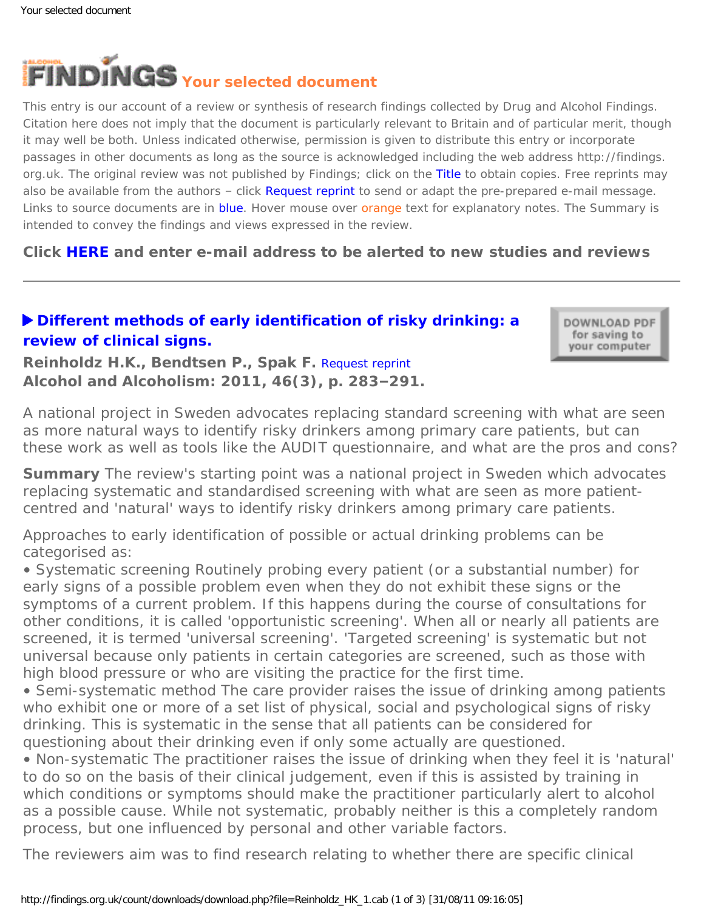# Your selected document

This entry is our account of a review or synthesis of research findings collected by Drug and Alcohol Findings. Citation here does not imply that the document is particularly relevant to Britain and of particular merit, though it may well be both. Unless indicated otherwise, permission is given to distribute this entry or incorporate passages in other documents as long as the source is acknowledged including the web address http://findings.org.uk. The original review was not published by Findings; click on the Title to obtain copies. Free reprints may also be available from the authors – click Request reprint to send or adapt the pre-prepared e-mail message. Links to source documents are in blue. Hover mouse over orange text for explanatory notes. The Summary is intended to convey the findings and views expressed in the review.

**Click HERE and enter e-mail address to be alerted to new studies and reviews**

---

## ▶ Different methods of early identification of risky drinking: a review of clinical signs.

DOWNLOAD PDF for saving to your computer

**Reinholdz H.K., Bendtsen P., Spak F.** Request reprint
**Alcohol and Alcoholism: 2011, 46(3), p. 283–291.**

A national project in Sweden advocates replacing standard screening with what are seen as more natural ways to identify risky drinkers among primary care patients, but can these work as well as tools like the AUDIT questionnaire, and what are the pros and cons?

**Summary** The review's starting point was a national project in Sweden which advocates replacing systematic and standardised screening with what are seen as more patient-centred and 'natural' ways to identify risky drinkers among primary care patients.

Approaches to early identification of possible or actual drinking problems can be categorised as:

- Systematic screening Routinely probing every patient (or a substantial number) for early signs of a possible problem even when they do not exhibit these signs or the symptoms of a current problem. If this happens during the course of consultations for other conditions, it is called 'opportunistic screening'. When all or nearly all patients are screened, it is termed 'universal screening'. 'Targeted screening' is systematic but not universal because only patients in certain categories are screened, such as those with high blood pressure or who are visiting the practice for the first time.
- Semi-systematic method The care provider raises the issue of drinking among patients who exhibit one or more of a set list of physical, social and psychological signs of risky drinking. This is systematic in the sense that all patients can be considered for questioning about their drinking even if only some actually are questioned.
- Non-systematic The practitioner raises the issue of drinking when they feel it is 'natural' to do so on the basis of their clinical judgement, even if this is assisted by training in which conditions or symptoms should make the practitioner particularly alert to alcohol as a possible cause. While not systematic, probably neither is this a completely random process, but one influenced by personal and other variable factors.

The reviewers aim was to find research relating to whether there are specific clinical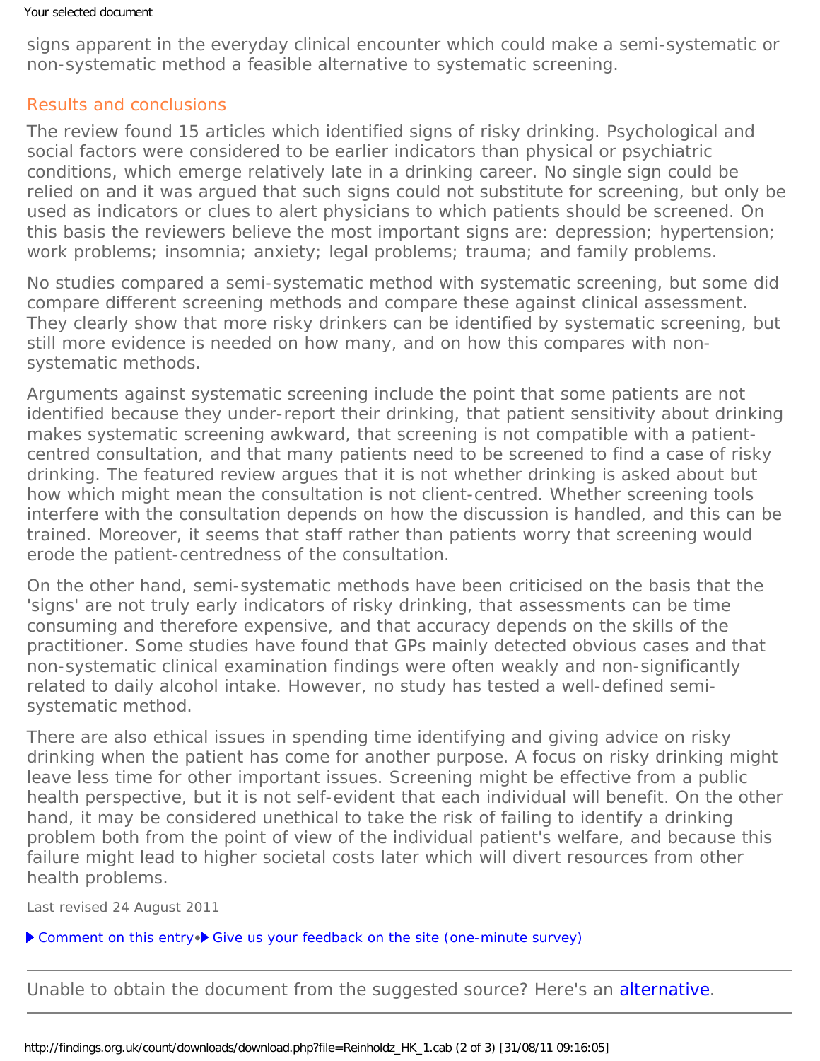signs apparent in the everyday clinical encounter which could make a semi-systematic or non-systematic method a feasible alternative to systematic screening.

## Results and conclusions

The review found 15 articles which identified signs of risky drinking. Psychological and social factors were considered to be earlier indicators than physical or psychiatric conditions, which emerge relatively late in a drinking career. No single sign could be relied on and it was argued that such signs could not substitute for screening, but only be used as indicators or clues to alert physicians to which patients should be screened. On this basis the reviewers believe the most important signs are: depression; hypertension; work problems; insomnia; anxiety; legal problems; trauma; and family problems.

No studies compared a semi-systematic method with systematic screening, but some did compare different screening methods and compare these against clinical assessment. They clearly show that more risky drinkers can be identified by systematic screening, but still more evidence is needed on how many, and on how this compares with non-systematic methods.

Arguments against systematic screening include the point that some patients are not identified because they under-report their drinking, that patient sensitivity about drinking makes systematic screening awkward, that screening is not compatible with a patient-centred consultation, and that many patients need to be screened to find a case of risky drinking. The featured review argues that it is not whether drinking is asked about but how which might mean the consultation is not client-centred. Whether screening tools interfere with the consultation depends on how the discussion is handled, and this can be trained. Moreover, it seems that staff rather than patients worry that screening would erode the patient-centredness of the consultation.

On the other hand, semi-systematic methods have been criticised on the basis that the 'signs' are not truly early indicators of risky drinking, that assessments can be time consuming and therefore expensive, and that accuracy depends on the skills of the practitioner. Some studies have found that GPs mainly detected obvious cases and that non-systematic clinical examination findings were often weakly and non-significantly related to daily alcohol intake. However, no study has tested a well-defined semi-systematic method.

There are also ethical issues in spending time identifying and giving advice on risky drinking when the patient has come for another purpose. A focus on risky drinking might leave less time for other important issues. Screening might be effective from a public health perspective, but it is not self-evident that each individual will benefit. On the other hand, it may be considered unethical to take the risk of failing to identify a drinking problem both from the point of view of the individual patient's welfare, and because this failure might lead to higher societal costs later which will divert resources from other health problems.

Last revised 24 August 2011

▶ Comment on this entry • ▶ Give us your feedback on the site (one-minute survey)

---

Unable to obtain the document from the suggested source? Here's an alternative.

---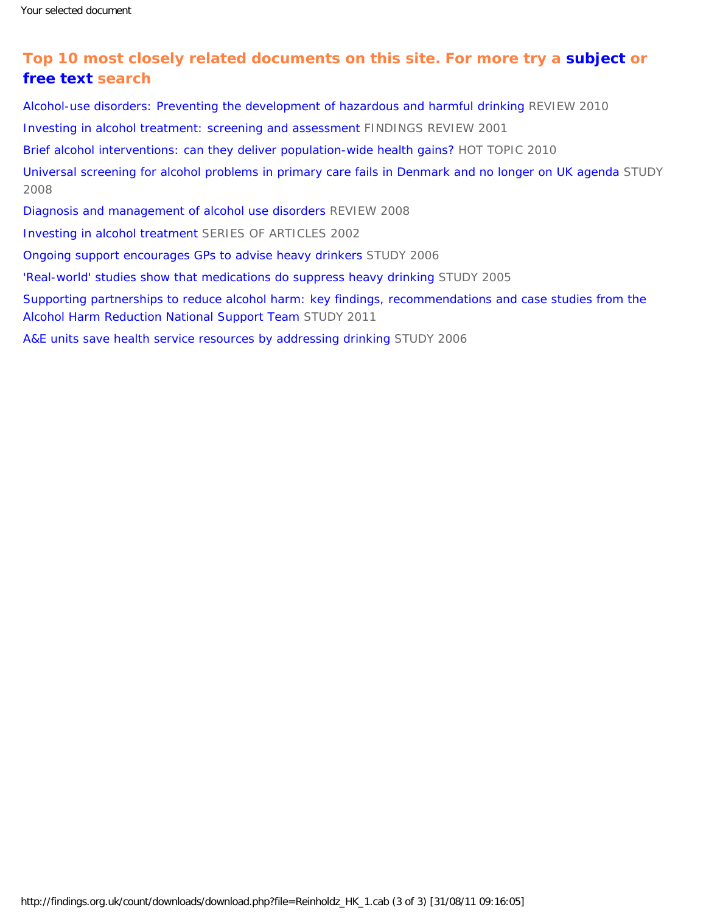## Top 10 most closely related documents on this site. For more try a subject or free text search

Alcohol-use disorders: Preventing the development of hazardous and harmful drinking REVIEW 2010

Investing in alcohol treatment: screening and assessment FINDINGS REVIEW 2001

Brief alcohol interventions: can they deliver population-wide health gains? HOT TOPIC 2010

Universal screening for alcohol problems in primary care fails in Denmark and no longer on UK agenda STUDY 2008

Diagnosis and management of alcohol use disorders REVIEW 2008

Investing in alcohol treatment SERIES OF ARTICLES 2002

Ongoing support encourages GPs to advise heavy drinkers STUDY 2006

'Real-world' studies show that medications do suppress heavy drinking STUDY 2005

Supporting partnerships to reduce alcohol harm: key findings, recommendations and case studies from the Alcohol Harm Reduction National Support Team STUDY 2011

A&E units save health service resources by addressing drinking STUDY 2006